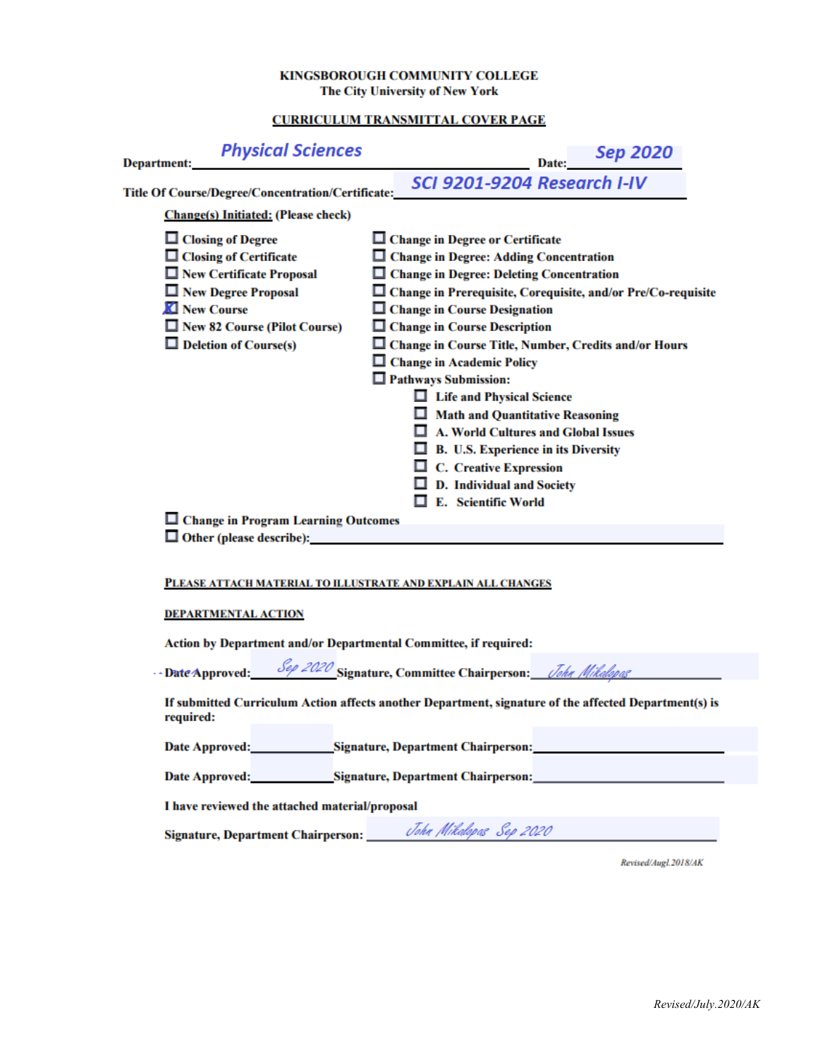**KINGSBOROUGH COMMUNITY COLLEGE**
**The City University of New York**

**CURRICULUM TRANSMITTAL COVER PAGE**

**Department:** Physical Sciences **Date:** Sep 2020

**Title Of Course/Degree/Concentration/Certificate:** SCI 9201-9204 Research I-IV

**Change(s) Initiated:** (Please check)

- ☐ Closing of Degree
- ☐ Closing of Certificate
- ☐ New Certificate Proposal
- ☐ New Degree Proposal
- ☒ New Course
- ☐ New 82 Course (Pilot Course)
- ☐ Deletion of Course(s)
- ☐ Change in Degree or Certificate
- ☐ Change in Degree: Adding Concentration
- ☐ Change in Degree: Deleting Concentration
- ☐ Change in Prerequisite, Corequisite, and/or Pre/Co-requisite
- ☐ Change in Course Designation
- ☐ Change in Course Description
- ☐ Change in Course Title, Number, Credits and/or Hours
- ☐ Change in Academic Policy
- ☐ Pathways Submission:
  - ☐ Life and Physical Science
  - ☐ Math and Quantitative Reasoning
  - ☐ A. World Cultures and Global Issues
  - ☐ B. U.S. Experience in its Diversity
  - ☐ C. Creative Expression
  - ☐ D. Individual and Society
  - ☐ E. Scientific World
- ☐ Change in Program Learning Outcomes
- ☐ Other (please describe):

**PLEASE ATTACH MATERIAL TO ILLUSTRATE AND EXPLAIN ALL CHANGES**

**DEPARTMENTAL ACTION**

**Action by Department and/or Departmental Committee, if required:**

**Date Approved:** Sep 2020 **Signature, Committee Chairperson:** John Mikalopas

**If submitted Curriculum Action affects another Department, signature of the affected Department(s) is required:**

**Date Approved:** \_\_\_\_\_\_\_\_ **Signature, Department Chairperson:** \_\_\_\_\_\_\_\_

**Date Approved:** \_\_\_\_\_\_\_\_ **Signature, Department Chairperson:** \_\_\_\_\_\_\_\_

**I have reviewed the attached material/proposal**

**Signature, Department Chairperson:** John Mikalopas Sep 2020

*Revised/Aug1.2018/AK*

*Revised/July.2020/AK*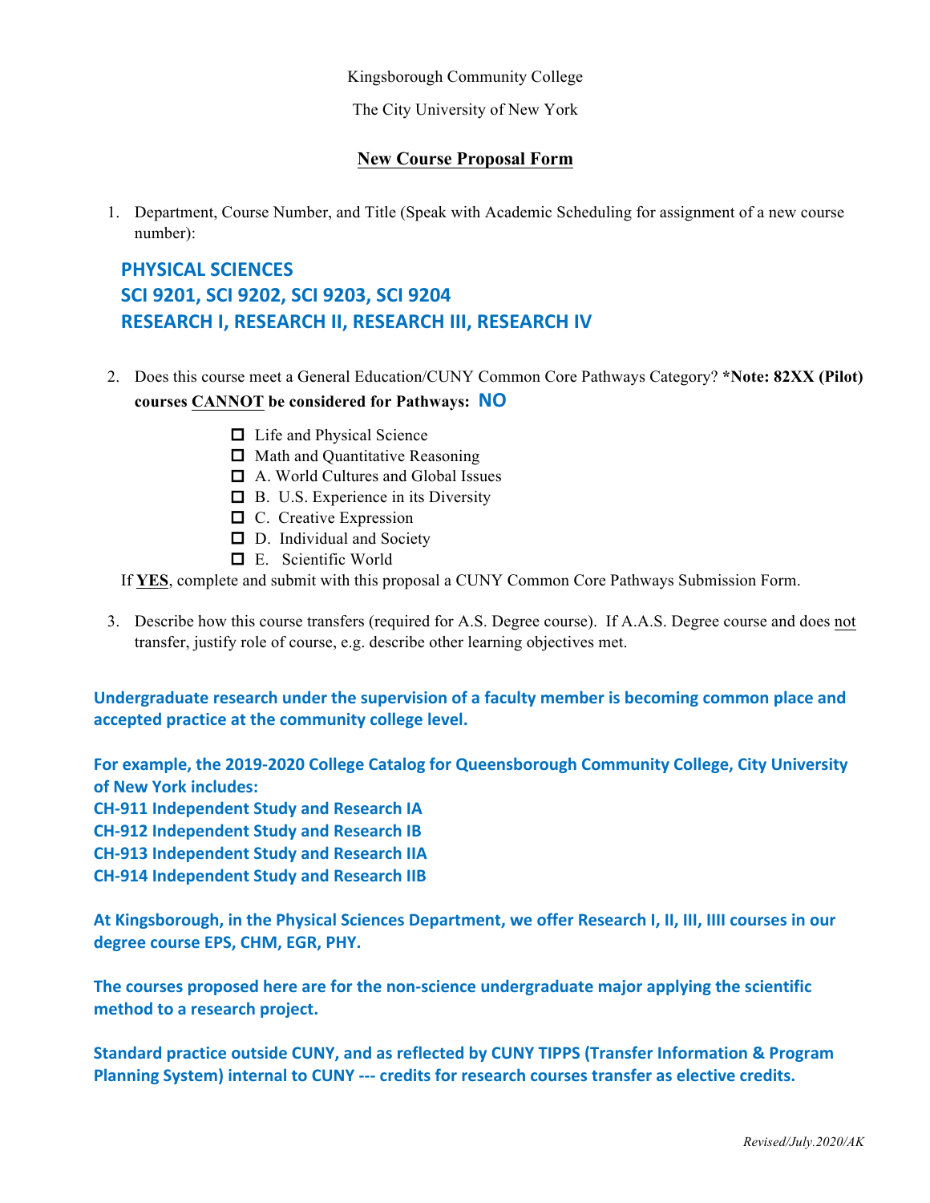Kingsborough Community College

The City University of New York

## New Course Proposal Form

1. Department, Course Number, and Title (Speak with Academic Scheduling for assignment of a new course number):

**PHYSICAL SCIENCES**
**SCI 9201, SCI 9202, SCI 9203, SCI 9204**
**RESEARCH I, RESEARCH II, RESEARCH III, RESEARCH IV**

2. Does this course meet a General Education/CUNY Common Core Pathways Category? **\*Note: 82XX (Pilot) courses CANNOT be considered for Pathways:** **NO**

   - ☐ Life and Physical Science
   - ☐ Math and Quantitative Reasoning
   - ☐ A. World Cultures and Global Issues
   - ☐ B. U.S. Experience in its Diversity
   - ☐ C. Creative Expression
   - ☐ D. Individual and Society
   - ☐ E. Scientific World

   If **YES**, complete and submit with this proposal a CUNY Common Core Pathways Submission Form.

3. Describe how this course transfers (required for A.S. Degree course). If A.A.S. Degree course and does not transfer, justify role of course, e.g. describe other learning objectives met.

**Undergraduate research under the supervision of a faculty member is becoming common place and accepted practice at the community college level.**

**For example, the 2019-2020 College Catalog for Queensborough Community College, City University of New York includes:**
**CH-911 Independent Study and Research IA**
**CH-912 Independent Study and Research IB**
**CH-913 Independent Study and Research IIA**
**CH-914 Independent Study and Research IIB**

**At Kingsborough, in the Physical Sciences Department, we offer Research I, II, III, IIII courses in our degree course EPS, CHM, EGR, PHY.**

**The courses proposed here are for the non-science undergraduate major applying the scientific method to a research project.**

**Standard practice outside CUNY, and as reflected by CUNY TIPPS (Transfer Information & Program Planning System) internal to CUNY --- credits for research courses transfer as elective credits.**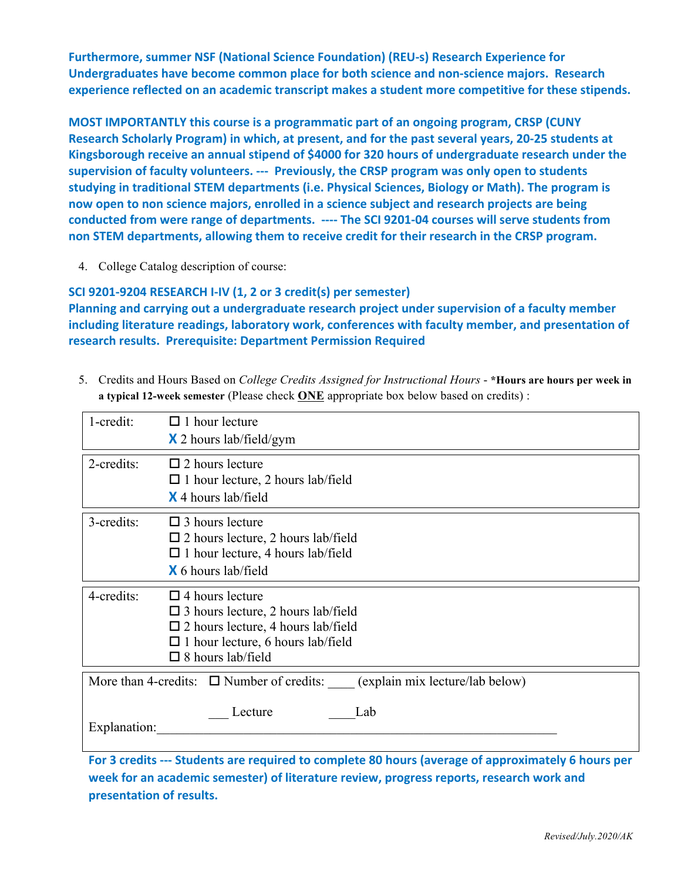**Furthermore, summer NSF (National Science Foundation) (REU-s) Research Experience for Undergraduates have become common place for both science and non-science majors. Research experience reflected on an academic transcript makes a student more competitive for these stipends.**

**MOST IMPORTANTLY this course is a programmatic part of an ongoing program, CRSP (CUNY Research Scholarly Program) in which, at present, and for the past several years, 20-25 students at Kingsborough receive an annual stipend of $4000 for 320 hours of undergraduate research under the supervision of faculty volunteers. --- Previously, the CRSP program was only open to students studying in traditional STEM departments (i.e. Physical Sciences, Biology or Math). The program is now open to non science majors, enrolled in a science subject and research projects are being conducted from were range of departments. ---- The SCI 9201-04 courses will serve students from non STEM departments, allowing them to receive credit for their research in the CRSP program.**

4. College Catalog description of course:

**SCI 9201-9204 RESEARCH I-IV (1, 2 or 3 credit(s) per semester)**
**Planning and carrying out a undergraduate research project under supervision of a faculty member including literature readings, laboratory work, conferences with faculty member, and presentation of research results. Prerequisite: Department Permission Required**

5. Credits and Hours Based on *College Credits Assigned for Instructional Hours* - **\*Hours are hours per week in a typical 12-week semester** (Please check **ONE** appropriate box below based on credits) :

| Credits | Options |
|---|---|
| 1-credit: | ☐ 1 hour lecture<br>**X** 2 hours lab/field/gym |
| 2-credits: | ☐ 2 hours lecture<br>☐ 1 hour lecture, 2 hours lab/field<br>**X** 4 hours lab/field |
| 3-credits: | ☐ 3 hours lecture<br>☐ 2 hours lecture, 2 hours lab/field<br>☐ 1 hour lecture, 4 hours lab/field<br>**X** 6 hours lab/field |
| 4-credits: | ☐ 4 hours lecture<br>☐ 3 hours lecture, 2 hours lab/field<br>☐ 2 hours lecture, 4 hours lab/field<br>☐ 1 hour lecture, 6 hours lab/field<br>☐ 8 hours lab/field |
| More than 4-credits: | ☐ Number of credits: ____ (explain mix lecture/lab below)<br>___ Lecture ____Lab<br>Explanation:______________________________ |

**For 3 credits --- Students are required to complete 80 hours (average of approximately 6 hours per week for an academic semester) of literature review, progress reports, research work and presentation of results.**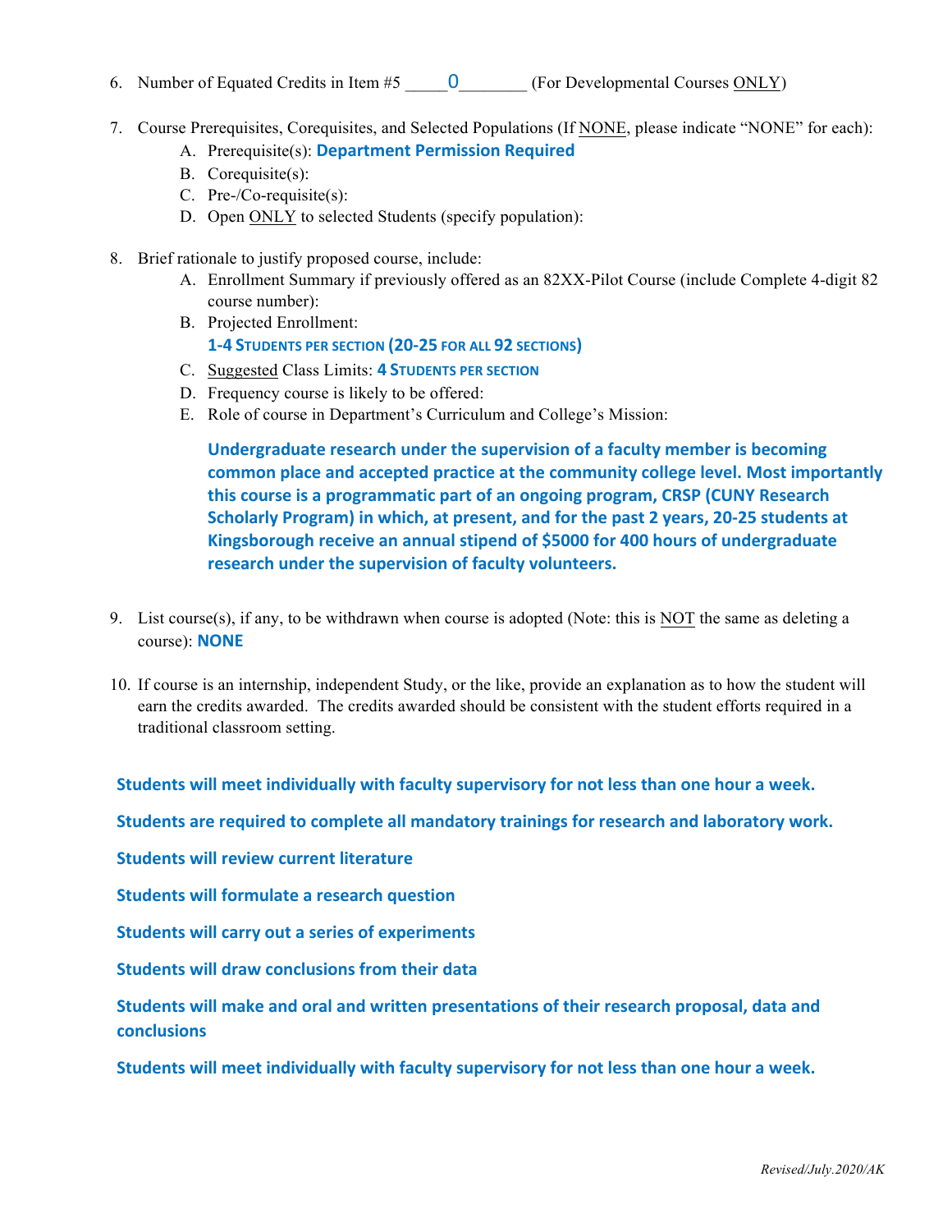6. Number of Equated Credits in Item #5 _____0________ (For Developmental Courses ONLY)

7. Course Prerequisites, Corequisites, and Selected Populations (If NONE, please indicate "NONE" for each):
   A. Prerequisite(s): **Department Permission Required**
   B. Corequisite(s):
   C. Pre-/Co-requisite(s):
   D. Open ONLY to selected Students (specify population):

8. Brief rationale to justify proposed course, include:
   A. Enrollment Summary if previously offered as an 82XX-Pilot Course (include Complete 4-digit 82 course number):
   B. Projected Enrollment:
      **1-4 STUDENTS PER SECTION (20-25 FOR ALL 92 SECTIONS)**
   C. Suggested Class Limits: **4 STUDENTS PER SECTION**
   D. Frequency course is likely to be offered:
   E. Role of course in Department's Curriculum and College's Mission:

      **Undergraduate research under the supervision of a faculty member is becoming common place and accepted practice at the community college level. Most importantly this course is a programmatic part of an ongoing program, CRSP (CUNY Research Scholarly Program) in which, at present, and for the past 2 years, 20-25 students at Kingsborough receive an annual stipend of $5000 for 400 hours of undergraduate research under the supervision of faculty volunteers.**

9. List course(s), if any, to be withdrawn when course is adopted (Note: this is NOT the same as deleting a course): **NONE**

10. If course is an internship, independent Study, or the like, provide an explanation as to how the student will earn the credits awarded. The credits awarded should be consistent with the student efforts required in a traditional classroom setting.

**Students will meet individually with faculty supervisory for not less than one hour a week.**

**Students are required to complete all mandatory trainings for research and laboratory work.**

**Students will review current literature**

**Students will formulate a research question**

**Students will carry out a series of experiments**

**Students will draw conclusions from their data**

**Students will make and oral and written presentations of their research proposal, data and conclusions**

**Students will meet individually with faculty supervisory for not less than one hour a week.**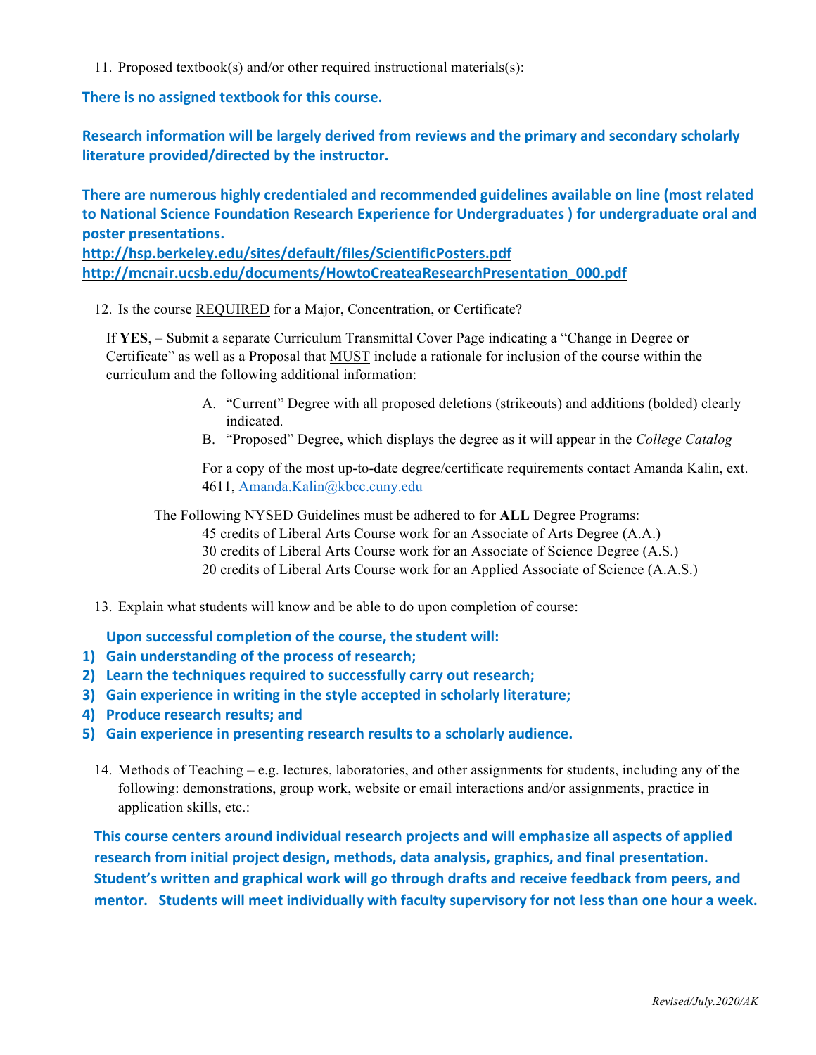11. Proposed textbook(s) and/or other required instructional materials(s):

**There is no assigned textbook for this course.**

**Research information will be largely derived from reviews and the primary and secondary scholarly literature provided/directed by the instructor.**

**There are numerous highly credentialed and recommended guidelines available on line (most related to National Science Foundation Research Experience for Undergraduates ) for undergraduate oral and poster presentations.**
**http://hsp.berkeley.edu/sites/default/files/ScientificPosters.pdf**
**http://mcnair.ucsb.edu/documents/HowtoCreateaResearchPresentation_000.pdf**

12. Is the course REQUIRED for a Major, Concentration, or Certificate?

If **YES**, – Submit a separate Curriculum Transmittal Cover Page indicating a "Change in Degree or Certificate" as well as a Proposal that MUST include a rationale for inclusion of the course within the curriculum and the following additional information:

A. "Current" Degree with all proposed deletions (strikeouts) and additions (bolded) clearly indicated.
B. "Proposed" Degree, which displays the degree as it will appear in the *College Catalog*

For a copy of the most up-to-date degree/certificate requirements contact Amanda Kalin, ext. 4611, Amanda.Kalin@kbcc.cuny.edu

The Following NYSED Guidelines must be adhered to for **ALL** Degree Programs:
45 credits of Liberal Arts Course work for an Associate of Arts Degree (A.A.)
30 credits of Liberal Arts Course work for an Associate of Science Degree (A.S.)
20 credits of Liberal Arts Course work for an Applied Associate of Science (A.A.S.)

13. Explain what students will know and be able to do upon completion of course:

**Upon successful completion of the course, the student will:**

1) **Gain understanding of the process of research;**
2) **Learn the techniques required to successfully carry out research;**
3) **Gain experience in writing in the style accepted in scholarly literature;**
4) **Produce research results; and**
5) **Gain experience in presenting research results to a scholarly audience.**

14. Methods of Teaching – e.g. lectures, laboratories, and other assignments for students, including any of the following: demonstrations, group work, website or email interactions and/or assignments, practice in application skills, etc.:

**This course centers around individual research projects and will emphasize all aspects of applied research from initial project design, methods, data analysis, graphics, and final presentation. Student's written and graphical work will go through drafts and receive feedback from peers, and mentor. Students will meet individually with faculty supervisory for not less than one hour a week.**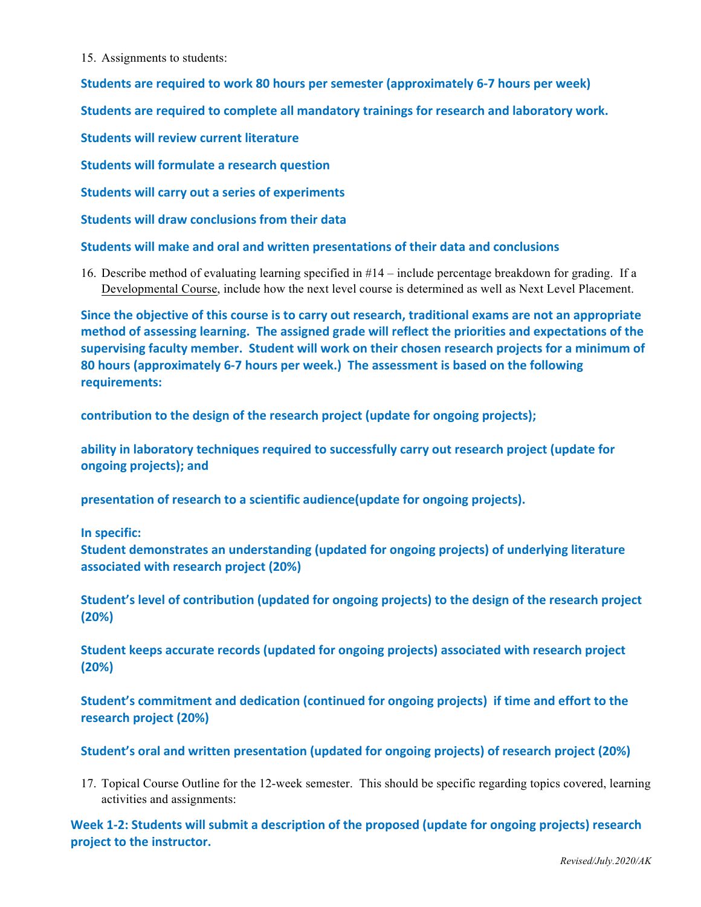15. Assignments to students:

**Students are required to work 80 hours per semester (approximately 6-7 hours per week)**

**Students are required to complete all mandatory trainings for research and laboratory work.**

**Students will review current literature**

**Students will formulate a research question**

**Students will carry out a series of experiments**

**Students will draw conclusions from their data**

**Students will make and oral and written presentations of their data and conclusions**

16. Describe method of evaluating learning specified in #14 – include percentage breakdown for grading. If a Developmental Course, include how the next level course is determined as well as Next Level Placement.

**Since the objective of this course is to carry out research, traditional exams are not an appropriate method of assessing learning. The assigned grade will reflect the priorities and expectations of the supervising faculty member. Student will work on their chosen research projects for a minimum of 80 hours (approximately 6-7 hours per week.) The assessment is based on the following requirements:**

**contribution to the design of the research project (update for ongoing projects);**

**ability in laboratory techniques required to successfully carry out research project (update for ongoing projects); and**

**presentation of research to a scientific audience(update for ongoing projects).**

**In specific:**
**Student demonstrates an understanding (updated for ongoing projects) of underlying literature associated with research project (20%)**

**Student's level of contribution (updated for ongoing projects) to the design of the research project (20%)**

**Student keeps accurate records (updated for ongoing projects) associated with research project (20%)**

**Student's commitment and dedication (continued for ongoing projects) if time and effort to the research project (20%)**

**Student's oral and written presentation (updated for ongoing projects) of research project (20%)**

17. Topical Course Outline for the 12-week semester. This should be specific regarding topics covered, learning activities and assignments:

**Week 1-2: Students will submit a description of the proposed (update for ongoing projects) research project to the instructor.**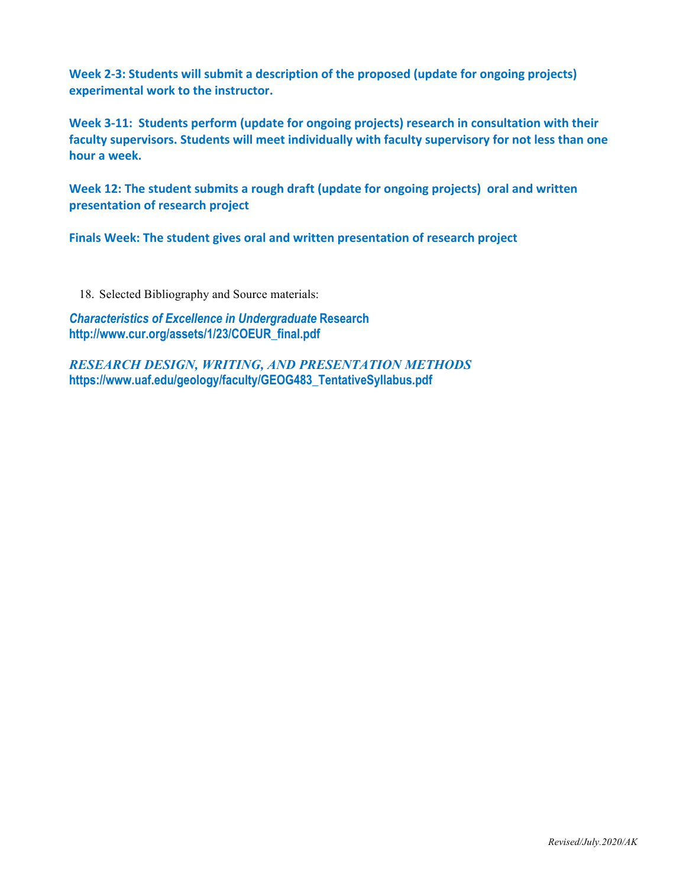**Week 2-3: Students will submit a description of the proposed (update for ongoing projects) experimental work to the instructor.**

**Week 3-11: Students perform (update for ongoing projects) research in consultation with their faculty supervisors. Students will meet individually with faculty supervisory for not less than one hour a week.**

**Week 12: The student submits a rough draft (update for ongoing projects) oral and written presentation of research project**

**Finals Week: The student gives oral and written presentation of research project**

18. Selected Bibliography and Source materials:

***Characteristics of Excellence in Undergraduate* Research**
**http://www.cur.org/assets/1/23/COEUR_final.pdf**

***RESEARCH DESIGN, WRITING, AND PRESENTATION METHODS***
**https://www.uaf.edu/geology/faculty/GEOG483_TentativeSyllabus.pdf**

*Revised/July.2020/AK*